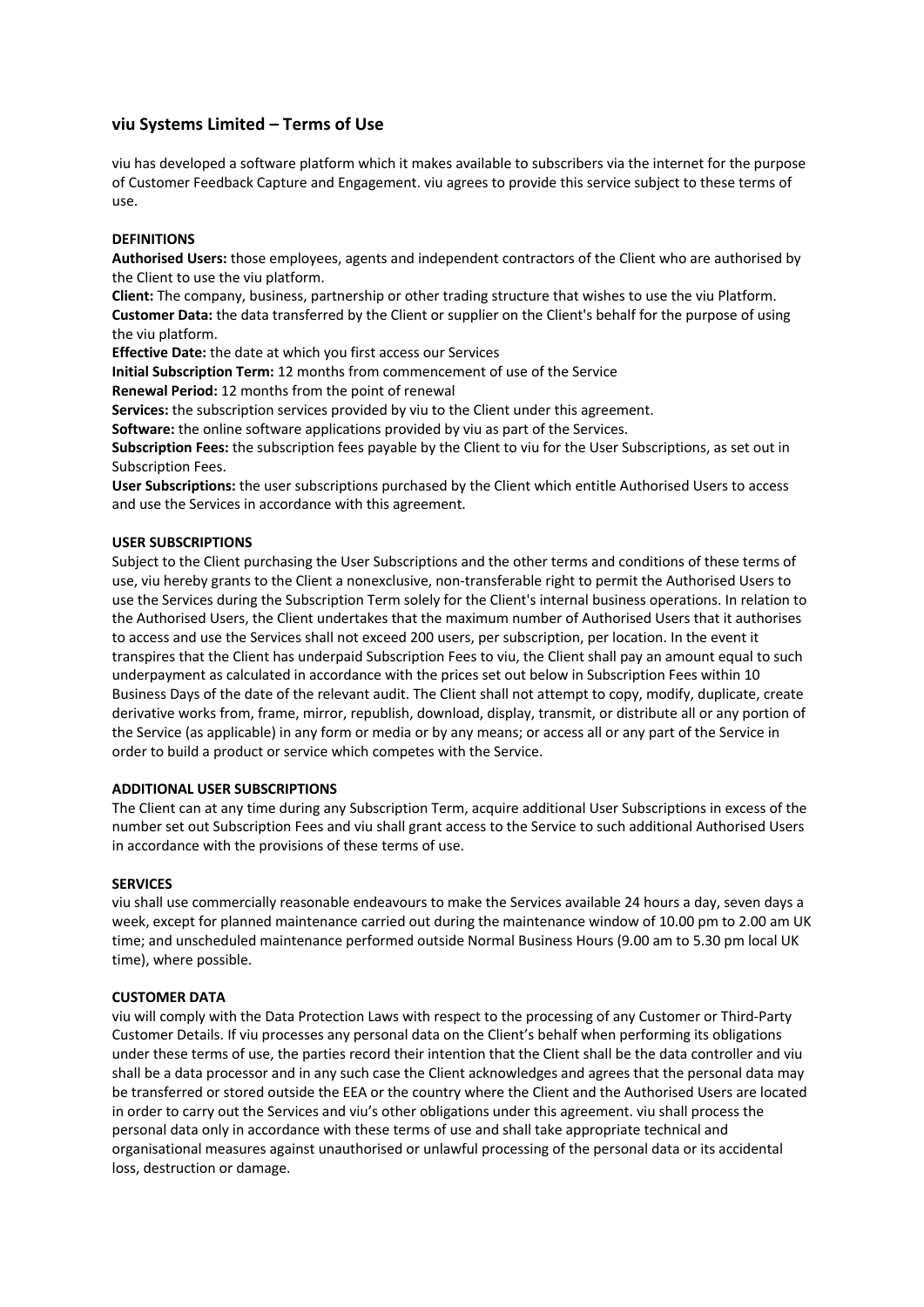## viu Systems Limited – Terms of Use

viu has developed a software platform which it makes available to subscribers via the internet for the purpose of Customer Feedback Capture and Engagement. viu agrees to provide this service subject to these terms of use.

**DEFINITIONS**

**Authorised Users:** those employees, agents and independent contractors of the Client who are authorised by the Client to use the viu platform.
**Client:** The company, business, partnership or other trading structure that wishes to use the viu Platform.
**Customer Data:** the data transferred by the Client or supplier on the Client's behalf for the purpose of using the viu platform.
**Effective Date:** the date at which you first access our Services
**Initial Subscription Term:** 12 months from commencement of use of the Service
**Renewal Period:** 12 months from the point of renewal
**Services:** the subscription services provided by viu to the Client under this agreement.
**Software:** the online software applications provided by viu as part of the Services.
**Subscription Fees:** the subscription fees payable by the Client to viu for the User Subscriptions, as set out in Subscription Fees.
**User Subscriptions:** the user subscriptions purchased by the Client which entitle Authorised Users to access and use the Services in accordance with this agreement.

**USER SUBSCRIPTIONS**

Subject to the Client purchasing the User Subscriptions and the other terms and conditions of these terms of use, viu hereby grants to the Client a nonexclusive, non-transferable right to permit the Authorised Users to use the Services during the Subscription Term solely for the Client's internal business operations. In relation to the Authorised Users, the Client undertakes that the maximum number of Authorised Users that it authorises to access and use the Services shall not exceed 200 users, per subscription, per location. In the event it transpires that the Client has underpaid Subscription Fees to viu, the Client shall pay an amount equal to such underpayment as calculated in accordance with the prices set out below in Subscription Fees within 10 Business Days of the date of the relevant audit. The Client shall not attempt to copy, modify, duplicate, create derivative works from, frame, mirror, republish, download, display, transmit, or distribute all or any portion of the Service (as applicable) in any form or media or by any means; or access all or any part of the Service in order to build a product or service which competes with the Service.

**ADDITIONAL USER SUBSCRIPTIONS**

The Client can at any time during any Subscription Term, acquire additional User Subscriptions in excess of the number set out Subscription Fees and viu shall grant access to the Service to such additional Authorised Users in accordance with the provisions of these terms of use.

**SERVICES**

viu shall use commercially reasonable endeavours to make the Services available 24 hours a day, seven days a week, except for planned maintenance carried out during the maintenance window of 10.00 pm to 2.00 am UK time; and unscheduled maintenance performed outside Normal Business Hours (9.00 am to 5.30 pm local UK time), where possible.

**CUSTOMER DATA**

viu will comply with the Data Protection Laws with respect to the processing of any Customer or Third-Party Customer Details. If viu processes any personal data on the Client's behalf when performing its obligations under these terms of use, the parties record their intention that the Client shall be the data controller and viu shall be a data processor and in any such case the Client acknowledges and agrees that the personal data may be transferred or stored outside the EEA or the country where the Client and the Authorised Users are located in order to carry out the Services and viu's other obligations under this agreement. viu shall process the personal data only in accordance with these terms of use and shall take appropriate technical and organisational measures against unauthorised or unlawful processing of the personal data or its accidental loss, destruction or damage.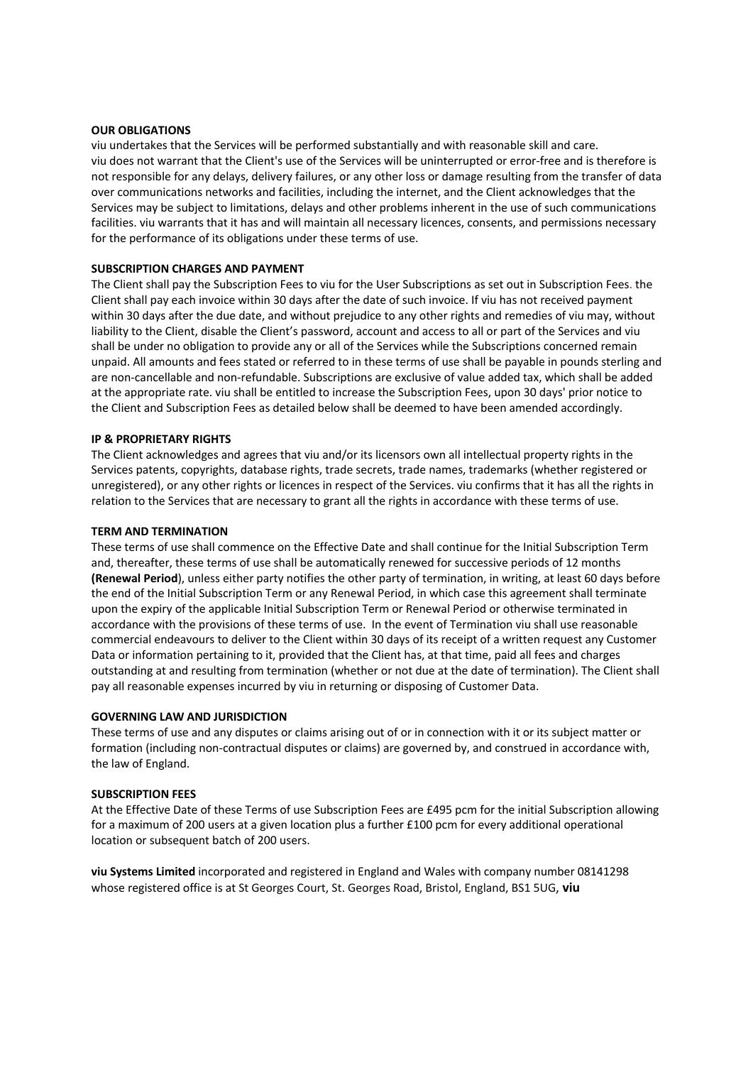**OUR OBLIGATIONS**

viu undertakes that the Services will be performed substantially and with reasonable skill and care. viu does not warrant that the Client's use of the Services will be uninterrupted or error-free and is therefore is not responsible for any delays, delivery failures, or any other loss or damage resulting from the transfer of data over communications networks and facilities, including the internet, and the Client acknowledges that the Services may be subject to limitations, delays and other problems inherent in the use of such communications facilities. viu warrants that it has and will maintain all necessary licences, consents, and permissions necessary for the performance of its obligations under these terms of use.

**SUBSCRIPTION CHARGES AND PAYMENT**

The Client shall pay the Subscription Fees to viu for the User Subscriptions as set out in Subscription Fees. the Client shall pay each invoice within 30 days after the date of such invoice. If viu has not received payment within 30 days after the due date, and without prejudice to any other rights and remedies of viu may, without liability to the Client, disable the Client's password, account and access to all or part of the Services and viu shall be under no obligation to provide any or all of the Services while the Subscriptions concerned remain unpaid. All amounts and fees stated or referred to in these terms of use shall be payable in pounds sterling and are non-cancellable and non-refundable. Subscriptions are exclusive of value added tax, which shall be added at the appropriate rate. viu shall be entitled to increase the Subscription Fees, upon 30 days' prior notice to the Client and Subscription Fees as detailed below shall be deemed to have been amended accordingly.

**IP & PROPRIETARY RIGHTS**

The Client acknowledges and agrees that viu and/or its licensors own all intellectual property rights in the Services patents, copyrights, database rights, trade secrets, trade names, trademarks (whether registered or unregistered), or any other rights or licences in respect of the Services. viu confirms that it has all the rights in relation to the Services that are necessary to grant all the rights in accordance with these terms of use.

**TERM AND TERMINATION**

These terms of use shall commence on the Effective Date and shall continue for the Initial Subscription Term and, thereafter, these terms of use shall be automatically renewed for successive periods of 12 months **(Renewal Period**), unless either party notifies the other party of termination, in writing, at least 60 days before the end of the Initial Subscription Term or any Renewal Period, in which case this agreement shall terminate upon the expiry of the applicable Initial Subscription Term or Renewal Period or otherwise terminated in accordance with the provisions of these terms of use. In the event of Termination viu shall use reasonable commercial endeavours to deliver to the Client within 30 days of its receipt of a written request any Customer Data or information pertaining to it, provided that the Client has, at that time, paid all fees and charges outstanding at and resulting from termination (whether or not due at the date of termination). The Client shall pay all reasonable expenses incurred by viu in returning or disposing of Customer Data.

**GOVERNING LAW AND JURISDICTION**

These terms of use and any disputes or claims arising out of or in connection with it or its subject matter or formation (including non-contractual disputes or claims) are governed by, and construed in accordance with, the law of England.

**SUBSCRIPTION FEES**

At the Effective Date of these Terms of use Subscription Fees are £495 pcm for the initial Subscription allowing for a maximum of 200 users at a given location plus a further £100 pcm for every additional operational location or subsequent batch of 200 users.

**viu Systems Limited** incorporated and registered in England and Wales with company number 08141298 whose registered office is at St Georges Court, St. Georges Road, Bristol, England, BS1 5UG, **viu**